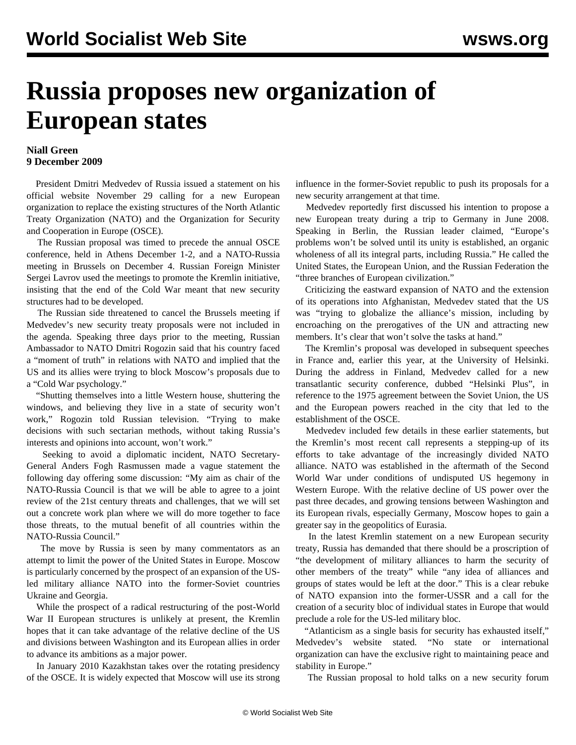# Russia proposes new organization of European states

**Niall Green**
**9 December 2009**

President Dmitri Medvedev of Russia issued a statement on his official website November 29 calling for a new European organization to replace the existing structures of the North Atlantic Treaty Organization (NATO) and the Organization for Security and Cooperation in Europe (OSCE).

The Russian proposal was timed to precede the annual OSCE conference, held in Athens December 1-2, and a NATO-Russia meeting in Brussels on December 4. Russian Foreign Minister Sergei Lavrov used the meetings to promote the Kremlin initiative, insisting that the end of the Cold War meant that new security structures had to be developed.

The Russian side threatened to cancel the Brussels meeting if Medvedev's new security treaty proposals were not included in the agenda. Speaking three days prior to the meeting, Russian Ambassador to NATO Dmitri Rogozin said that his country faced a "moment of truth" in relations with NATO and implied that the US and its allies were trying to block Moscow's proposals due to a "Cold War psychology."

"Shutting themselves into a little Western house, shuttering the windows, and believing they live in a state of security won't work," Rogozin told Russian television. "Trying to make decisions with such sectarian methods, without taking Russia's interests and opinions into account, won't work."

Seeking to avoid a diplomatic incident, NATO Secretary-General Anders Fogh Rasmussen made a vague statement the following day offering some discussion: "My aim as chair of the NATO-Russia Council is that we will be able to agree to a joint review of the 21st century threats and challenges, that we will set out a concrete work plan where we will do more together to face those threats, to the mutual benefit of all countries within the NATO-Russia Council."

The move by Russia is seen by many commentators as an attempt to limit the power of the United States in Europe. Moscow is particularly concerned by the prospect of an expansion of the US-led military alliance NATO into the former-Soviet countries Ukraine and Georgia.

While the prospect of a radical restructuring of the post-World War II European structures is unlikely at present, the Kremlin hopes that it can take advantage of the relative decline of the US and divisions between Washington and its European allies in order to advance its ambitions as a major power.

In January 2010 Kazakhstan takes over the rotating presidency of the OSCE. It is widely expected that Moscow will use its strong influence in the former-Soviet republic to push its proposals for a new security arrangement at that time.

Medvedev reportedly first discussed his intention to propose a new European treaty during a trip to Germany in June 2008. Speaking in Berlin, the Russian leader claimed, "Europe's problems won't be solved until its unity is established, an organic wholeness of all its integral parts, including Russia." He called the United States, the European Union, and the Russian Federation the "three branches of European civilization."

Criticizing the eastward expansion of NATO and the extension of its operations into Afghanistan, Medvedev stated that the US was "trying to globalize the alliance's mission, including by encroaching on the prerogatives of the UN and attracting new members. It's clear that won't solve the tasks at hand."

The Kremlin's proposal was developed in subsequent speeches in France and, earlier this year, at the University of Helsinki. During the address in Finland, Medvedev called for a new transatlantic security conference, dubbed "Helsinki Plus", in reference to the 1975 agreement between the Soviet Union, the US and the European powers reached in the city that led to the establishment of the OSCE.

Medvedev included few details in these earlier statements, but the Kremlin's most recent call represents a stepping-up of its efforts to take advantage of the increasingly divided NATO alliance. NATO was established in the aftermath of the Second World War under conditions of undisputed US hegemony in Western Europe. With the relative decline of US power over the past three decades, and growing tensions between Washington and its European rivals, especially Germany, Moscow hopes to gain a greater say in the geopolitics of Eurasia.

In the latest Kremlin statement on a new European security treaty, Russia has demanded that there should be a proscription of "the development of military alliances to harm the security of other members of the treaty" while "any idea of alliances and groups of states would be left at the door." This is a clear rebuke of NATO expansion into the former-USSR and a call for the creation of a security bloc of individual states in Europe that would preclude a role for the US-led military bloc.

"Atlanticism as a single basis for security has exhausted itself," Medvedev's website stated. "No state or international organization can have the exclusive right to maintaining peace and stability in Europe."

The Russian proposal to hold talks on a new security forum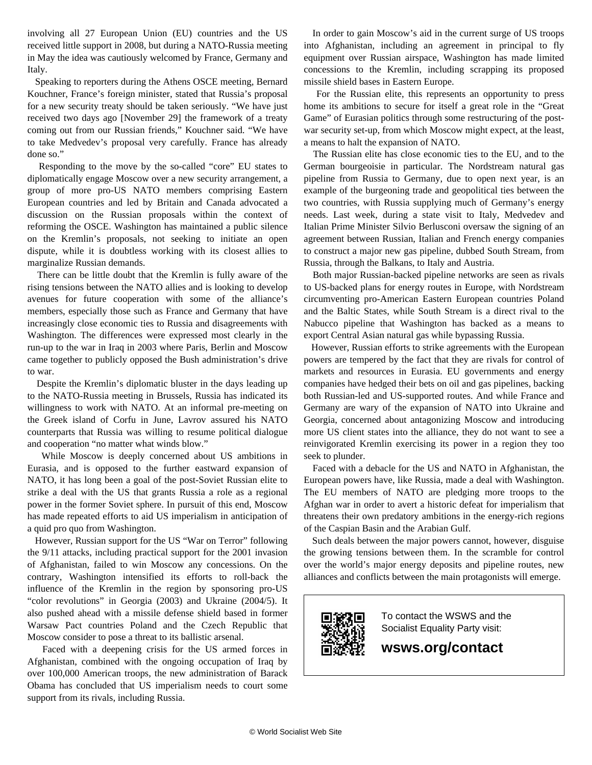involving all 27 European Union (EU) countries and the US received little support in 2008, but during a NATO-Russia meeting in May the idea was cautiously welcomed by France, Germany and Italy.

Speaking to reporters during the Athens OSCE meeting, Bernard Kouchner, France's foreign minister, stated that Russia's proposal for a new security treaty should be taken seriously. "We have just received two days ago [November 29] the framework of a treaty coming out from our Russian friends," Kouchner said. "We have to take Medvedev's proposal very carefully. France has already done so."

Responding to the move by the so-called "core" EU states to diplomatically engage Moscow over a new security arrangement, a group of more pro-US NATO members comprising Eastern European countries and led by Britain and Canada advocated a discussion on the Russian proposals within the context of reforming the OSCE. Washington has maintained a public silence on the Kremlin's proposals, not seeking to initiate an open dispute, while it is doubtless working with its closest allies to marginalize Russian demands.

There can be little doubt that the Kremlin is fully aware of the rising tensions between the NATO allies and is looking to develop avenues for future cooperation with some of the alliance's members, especially those such as France and Germany that have increasingly close economic ties to Russia and disagreements with Washington. The differences were expressed most clearly in the run-up to the war in Iraq in 2003 where Paris, Berlin and Moscow came together to publicly opposed the Bush administration's drive to war.

Despite the Kremlin's diplomatic bluster in the days leading up to the NATO-Russia meeting in Brussels, Russia has indicated its willingness to work with NATO. At an informal pre-meeting on the Greek island of Corfu in June, Lavrov assured his NATO counterparts that Russia was willing to resume political dialogue and cooperation "no matter what winds blow."

While Moscow is deeply concerned about US ambitions in Eurasia, and is opposed to the further eastward expansion of NATO, it has long been a goal of the post-Soviet Russian elite to strike a deal with the US that grants Russia a role as a regional power in the former Soviet sphere. In pursuit of this end, Moscow has made repeated efforts to aid US imperialism in anticipation of a quid pro quo from Washington.

However, Russian support for the US "War on Terror" following the 9/11 attacks, including practical support for the 2001 invasion of Afghanistan, failed to win Moscow any concessions. On the contrary, Washington intensified its efforts to roll-back the influence of the Kremlin in the region by sponsoring pro-US "color revolutions" in Georgia (2003) and Ukraine (2004/5). It also pushed ahead with a missile defense shield based in former Warsaw Pact countries Poland and the Czech Republic that Moscow consider to pose a threat to its ballistic arsenal.

Faced with a deepening crisis for the US armed forces in Afghanistan, combined with the ongoing occupation of Iraq by over 100,000 American troops, the new administration of Barack Obama has concluded that US imperialism needs to court some support from its rivals, including Russia.

In order to gain Moscow's aid in the current surge of US troops into Afghanistan, including an agreement in principal to fly equipment over Russian airspace, Washington has made limited concessions to the Kremlin, including scrapping its proposed missile shield bases in Eastern Europe.

For the Russian elite, this represents an opportunity to press home its ambitions to secure for itself a great role in the "Great Game" of Eurasian politics through some restructuring of the post-war security set-up, from which Moscow might expect, at the least, a means to halt the expansion of NATO.

The Russian elite has close economic ties to the EU, and to the German bourgeoisie in particular. The Nordstream natural gas pipeline from Russia to Germany, due to open next year, is an example of the burgeoning trade and geopolitical ties between the two countries, with Russia supplying much of Germany's energy needs. Last week, during a state visit to Italy, Medvedev and Italian Prime Minister Silvio Berlusconi oversaw the signing of an agreement between Russian, Italian and French energy companies to construct a major new gas pipeline, dubbed South Stream, from Russia, through the Balkans, to Italy and Austria.

Both major Russian-backed pipeline networks are seen as rivals to US-backed plans for energy routes in Europe, with Nordstream circumventing pro-American Eastern European countries Poland and the Baltic States, while South Stream is a direct rival to the Nabucco pipeline that Washington has backed as a means to export Central Asian natural gas while bypassing Russia.

However, Russian efforts to strike agreements with the European powers are tempered by the fact that they are rivals for control of markets and resources in Eurasia. EU governments and energy companies have hedged their bets on oil and gas pipelines, backing both Russian-led and US-supported routes. And while France and Germany are wary of the expansion of NATO into Ukraine and Georgia, concerned about antagonizing Moscow and introducing more US client states into the alliance, they do not want to see a reinvigorated Kremlin exercising its power in a region they too seek to plunder.

Faced with a debacle for the US and NATO in Afghanistan, the European powers have, like Russia, made a deal with Washington. The EU members of NATO are pledging more troops to the Afghan war in order to avert a historic defeat for imperialism that threatens their own predatory ambitions in the energy-rich regions of the Caspian Basin and the Arabian Gulf.

Such deals between the major powers cannot, however, disguise the growing tensions between them. In the scramble for control over the world's major energy deposits and pipeline routes, new alliances and conflicts between the main protagonists will emerge.

To contact the WSWS and the Socialist Equality Party visit:

**wsws.org/contact**